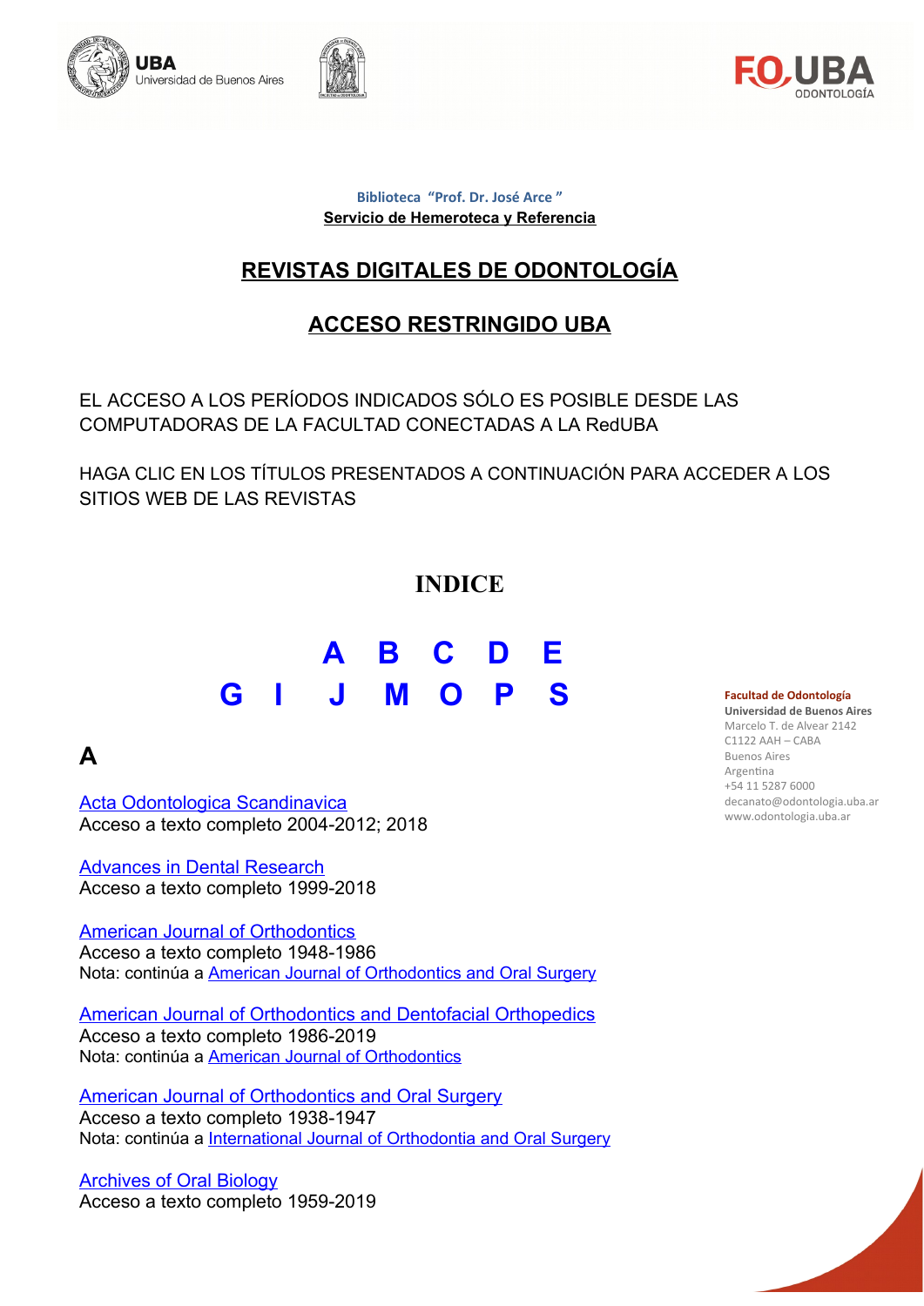Biblioteca "Prof. Dr. José Arce"

**Servicio de Hemeroteca y Referencia**

# REVISTAS DIGITALES DE ODONTOLOGÍA

## ACCESO RESTRINGIDO UBA

EL ACCESO A LOS PERÍODOS INDICADOS SÓLO ES POSIBLE DESDE LAS COMPUTADORAS DE LA FACULTAD CONECTADAS A LA RedUBA

HAGA CLIC EN LOS TÍTULOS PRESENTADOS A CONTINUACIÓN PARA ACCEDER A LOS SITIOS WEB DE LAS REVISTAS

## INDICE

A B C D E
G I J M O P S

**Facultad de Odontología**
**Universidad de Buenos Aires**
Marcelo T. de Alvear 2142
C1122 AAH – CABA
Buenos Aires
Argentina
+54 11 5287 6000
decanato@odontologia.uba.ar
www.odontologia.uba.ar

## A

Acta Odontologica Scandinavica
Acceso a texto completo 2004-2012; 2018

Advances in Dental Research
Acceso a texto completo 1999-2018

American Journal of Orthodontics
Acceso a texto completo 1948-1986
Nota: continúa a American Journal of Orthodontics and Oral Surgery

American Journal of Orthodontics and Dentofacial Orthopedics
Acceso a texto completo 1986-2019
Nota: continúa a American Journal of Orthodontics

American Journal of Orthodontics and Oral Surgery
Acceso a texto completo 1938-1947
Nota: continúa a International Journal of Orthodontia and Oral Surgery

Archives of Oral Biology
Acceso a texto completo 1959-2019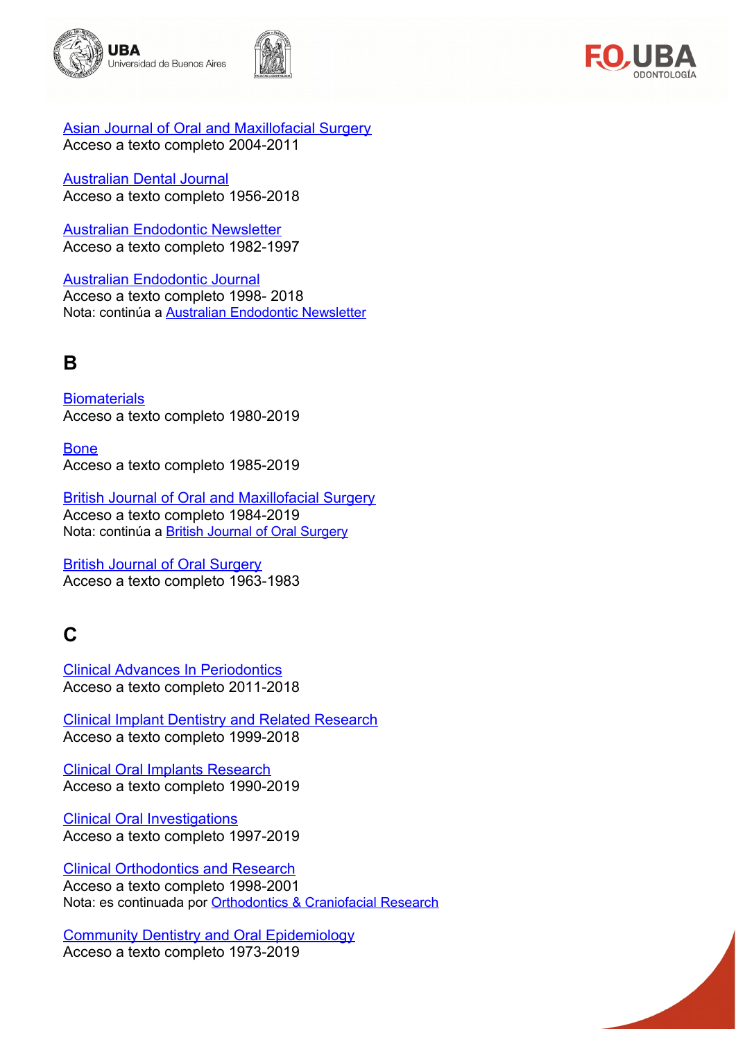[Asian Journal of Oral and Maxillofacial Surgery]
Acceso a texto completo 2004-2011

[Australian Dental Journal]
Acceso a texto completo 1956-2018

[Australian Endodontic Newsletter]
Acceso a texto completo 1982-1997

[Australian Endodontic Journal]
Acceso a texto completo 1998- 2018
Nota: continúa a [Australian Endodontic Newsletter]

## B

[Biomaterials]
Acceso a texto completo 1980-2019

[Bone]
Acceso a texto completo 1985-2019

[British Journal of Oral and Maxillofacial Surgery]
Acceso a texto completo 1984-2019
Nota: continúa a [British Journal of Oral Surgery]

[British Journal of Oral Surgery]
Acceso a texto completo 1963-1983

## C

[Clinical Advances In Periodontics]
Acceso a texto completo 2011-2018

[Clinical Implant Dentistry and Related Research]
Acceso a texto completo 1999-2018

[Clinical Oral Implants Research]
Acceso a texto completo 1990-2019

[Clinical Oral Investigations]
Acceso a texto completo 1997-2019

[Clinical Orthodontics and Research]
Acceso a texto completo 1998-2001
Nota: es continuada por [Orthodontics & Craniofacial Research]

[Community Dentistry and Oral Epidemiology]
Acceso a texto completo 1973-2019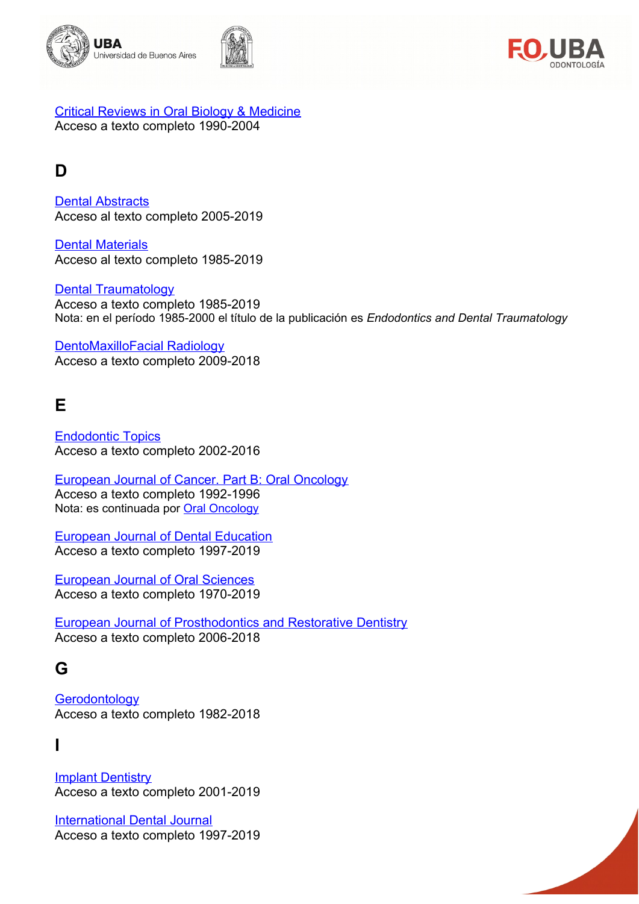Critical Reviews in Oral Biology & Medicine
Acceso a texto completo 1990-2004

## D

Dental Abstracts
Acceso al texto completo 2005-2019

Dental Materials
Acceso al texto completo 1985-2019

Dental Traumatology
Acceso a texto completo 1985-2019
Nota: en el período 1985-2000 el título de la publicación es *Endodontics and Dental Traumatology*

DentoMaxilloFacial Radiology
Acceso a texto completo 2009-2018

## E

Endodontic Topics
Acceso a texto completo 2002-2016

European Journal of Cancer. Part B: Oral Oncology
Acceso a texto completo 1992-1996
Nota: es continuada por Oral Oncology

European Journal of Dental Education
Acceso a texto completo 1997-2019

European Journal of Oral Sciences
Acceso a texto completo 1970-2019

European Journal of Prosthodontics and Restorative Dentistry
Acceso a texto completo 2006-2018

## G

Gerodontology
Acceso a texto completo 1982-2018

## I

Implant Dentistry
Acceso a texto completo 2001-2019

International Dental Journal
Acceso a texto completo 1997-2019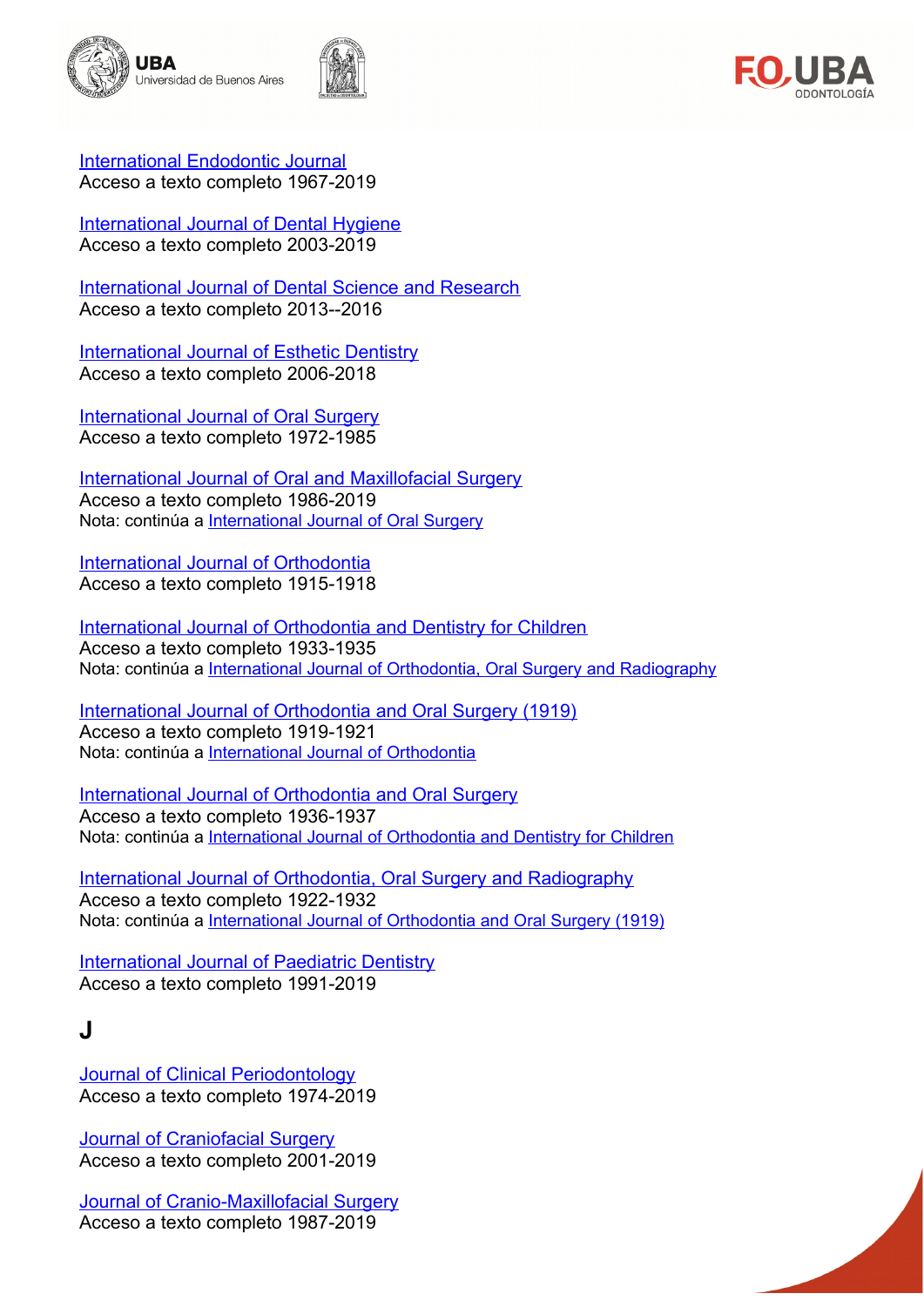International Endodontic Journal
Acceso a texto completo 1967-2019

International Journal of Dental Hygiene
Acceso a texto completo 2003-2019

International Journal of Dental Science and Research
Acceso a texto completo 2013--2016

International Journal of Esthetic Dentistry
Acceso a texto completo 2006-2018

International Journal of Oral Surgery
Acceso a texto completo 1972-1985

International Journal of Oral and Maxillofacial Surgery
Acceso a texto completo 1986-2019
Nota: continúa a International Journal of Oral Surgery

International Journal of Orthodontia
Acceso a texto completo 1915-1918

International Journal of Orthodontia and Dentistry for Children
Acceso a texto completo 1933-1935
Nota: continúa a International Journal of Orthodontia, Oral Surgery and Radiography

International Journal of Orthodontia and Oral Surgery (1919)
Acceso a texto completo 1919-1921
Nota: continúa a International Journal of Orthodontia

International Journal of Orthodontia and Oral Surgery
Acceso a texto completo 1936-1937
Nota: continúa a International Journal of Orthodontia and Dentistry for Children

International Journal of Orthodontia, Oral Surgery and Radiography
Acceso a texto completo 1922-1932
Nota: continúa a International Journal of Orthodontia and Oral Surgery (1919)

International Journal of Paediatric Dentistry
Acceso a texto completo 1991-2019

## J

Journal of Clinical Periodontology
Acceso a texto completo 1974-2019

Journal of Craniofacial Surgery
Acceso a texto completo 2001-2019

Journal of Cranio-Maxillofacial Surgery
Acceso a texto completo 1987-2019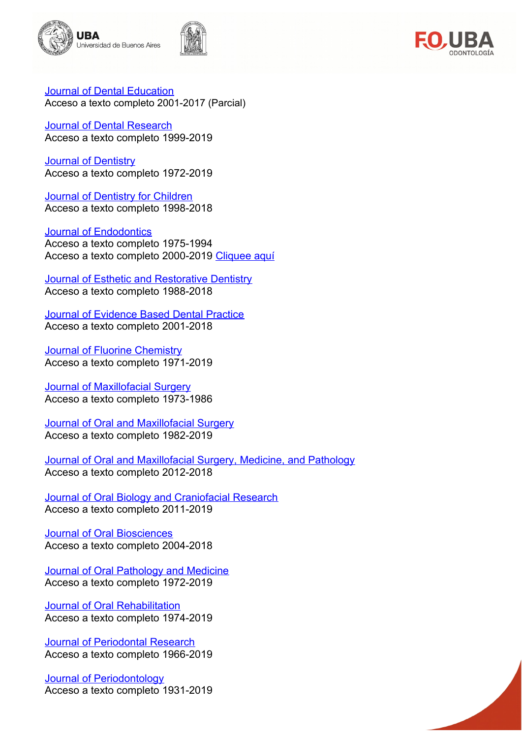Journal of Dental Education
Acceso a texto completo 2001-2017 (Parcial)

Journal of Dental Research
Acceso a texto completo 1999-2019

Journal of Dentistry
Acceso a texto completo 1972-2019

Journal of Dentistry for Children
Acceso a texto completo 1998-2018

Journal of Endodontics
Acceso a texto completo 1975-1994
Acceso a texto completo 2000-2019 Cliquee aquí

Journal of Esthetic and Restorative Dentistry
Acceso a texto completo 1988-2018

Journal of Evidence Based Dental Practice
Acceso a texto completo 2001-2018

Journal of Fluorine Chemistry
Acceso a texto completo 1971-2019

Journal of Maxillofacial Surgery
Acceso a texto completo 1973-1986

Journal of Oral and Maxillofacial Surgery
Acceso a texto completo 1982-2019

Journal of Oral and Maxillofacial Surgery, Medicine, and Pathology
Acceso a texto completo 2012-2018

Journal of Oral Biology and Craniofacial Research
Acceso a texto completo 2011-2019

Journal of Oral Biosciences
Acceso a texto completo 2004-2018

Journal of Oral Pathology and Medicine
Acceso a texto completo 1972-2019

Journal of Oral Rehabilitation
Acceso a texto completo 1974-2019

Journal of Periodontal Research
Acceso a texto completo 1966-2019

Journal of Periodontology
Acceso a texto completo 1931-2019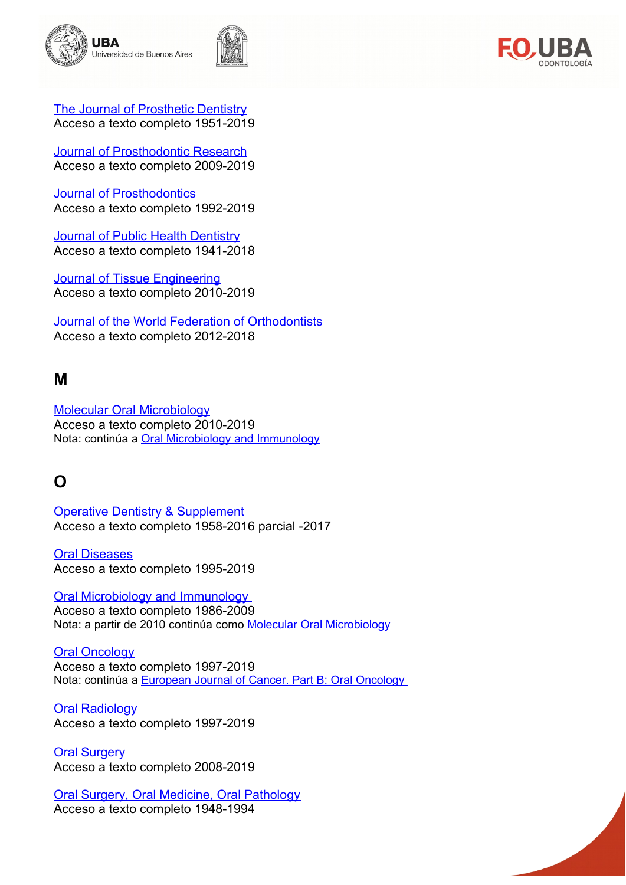The Journal of Prosthetic Dentistry
Acceso a texto completo 1951-2019

Journal of Prosthodontic Research
Acceso a texto completo 2009-2019

Journal of Prosthodontics
Acceso a texto completo 1992-2019

Journal of Public Health Dentistry
Acceso a texto completo 1941-2018

Journal of Tissue Engineering
Acceso a texto completo 2010-2019

Journal of the World Federation of Orthodontists
Acceso a texto completo 2012-2018

## M

Molecular Oral Microbiology
Acceso a texto completo 2010-2019
Nota: continúa a Oral Microbiology and Immunology

## O

Operative Dentistry & Supplement
Acceso a texto completo 1958-2016 parcial -2017

Oral Diseases
Acceso a texto completo 1995-2019

Oral Microbiology and Immunology
Acceso a texto completo 1986-2009
Nota: a partir de 2010 continúa como Molecular Oral Microbiology

Oral Oncology
Acceso a texto completo 1997-2019
Nota: continúa a European Journal of Cancer. Part B: Oral Oncology

Oral Radiology
Acceso a texto completo 1997-2019

Oral Surgery
Acceso a texto completo 2008-2019

Oral Surgery, Oral Medicine, Oral Pathology
Acceso a texto completo 1948-1994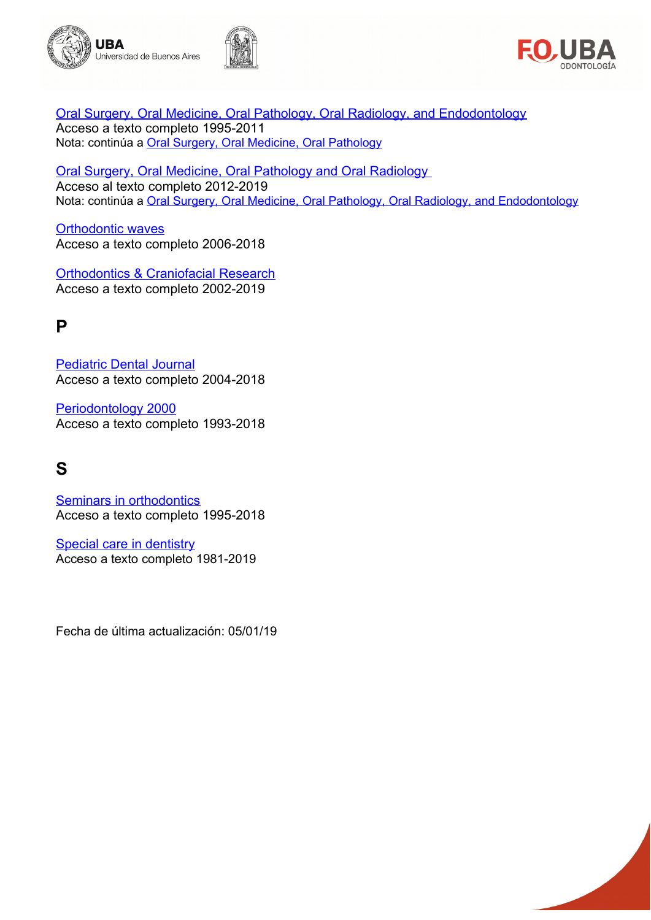Oral Surgery, Oral Medicine, Oral Pathology, Oral Radiology, and Endodontology
Acceso a texto completo 1995-2011
Nota: continúa a Oral Surgery, Oral Medicine, Oral Pathology

Oral Surgery, Oral Medicine, Oral Pathology and Oral Radiology
Acceso al texto completo 2012-2019
Nota: continúa a Oral Surgery, Oral Medicine, Oral Pathology, Oral Radiology, and Endodontology

Orthodontic waves
Acceso a texto completo 2006-2018

Orthodontics & Craniofacial Research
Acceso a texto completo 2002-2019

## P

Pediatric Dental Journal
Acceso a texto completo 2004-2018

Periodontology 2000
Acceso a texto completo 1993-2018

## S

Seminars in orthodontics
Acceso a texto completo 1995-2018

Special care in dentistry
Acceso a texto completo 1981-2019

Fecha de última actualización: 05/01/19